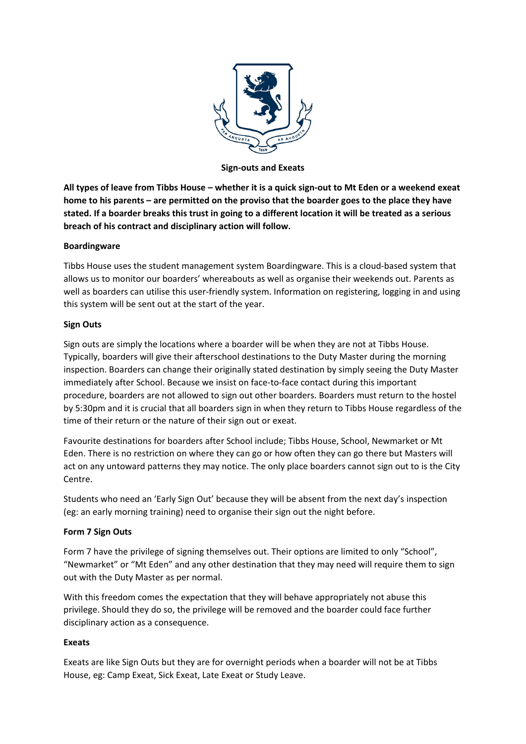**Sign-outs and Exeats**

**All types of leave from Tibbs House – whether it is a quick sign-out to Mt Eden or a weekend exeat home to his parents – are permitted on the proviso that the boarder goes to the place they have stated. If a boarder breaks this trust in going to a different location it will be treated as a serious breach of his contract and disciplinary action will follow.**

**Boardingware**

Tibbs House uses the student management system Boardingware. This is a cloud-based system that allows us to monitor our boarders' whereabouts as well as organise their weekends out. Parents as well as boarders can utilise this user-friendly system. Information on registering, logging in and using this system will be sent out at the start of the year.

**Sign Outs**

Sign outs are simply the locations where a boarder will be when they are not at Tibbs House. Typically, boarders will give their afterschool destinations to the Duty Master during the morning inspection. Boarders can change their originally stated destination by simply seeing the Duty Master immediately after School. Because we insist on face-to-face contact during this important procedure, boarders are not allowed to sign out other boarders. Boarders must return to the hostel by 5:30pm and it is crucial that all boarders sign in when they return to Tibbs House regardless of the time of their return or the nature of their sign out or exeat.

Favourite destinations for boarders after School include; Tibbs House, School, Newmarket or Mt Eden. There is no restriction on where they can go or how often they can go there but Masters will act on any untoward patterns they may notice. The only place boarders cannot sign out to is the City Centre.

Students who need an 'Early Sign Out' because they will be absent from the next day's inspection (eg: an early morning training) need to organise their sign out the night before.

**Form 7 Sign Outs**

Form 7 have the privilege of signing themselves out. Their options are limited to only "School", "Newmarket" or "Mt Eden" and any other destination that they may need will require them to sign out with the Duty Master as per normal.

With this freedom comes the expectation that they will behave appropriately not abuse this privilege. Should they do so, the privilege will be removed and the boarder could face further disciplinary action as a consequence.

**Exeats**

Exeats are like Sign Outs but they are for overnight periods when a boarder will not be at Tibbs House, eg: Camp Exeat, Sick Exeat, Late Exeat or Study Leave.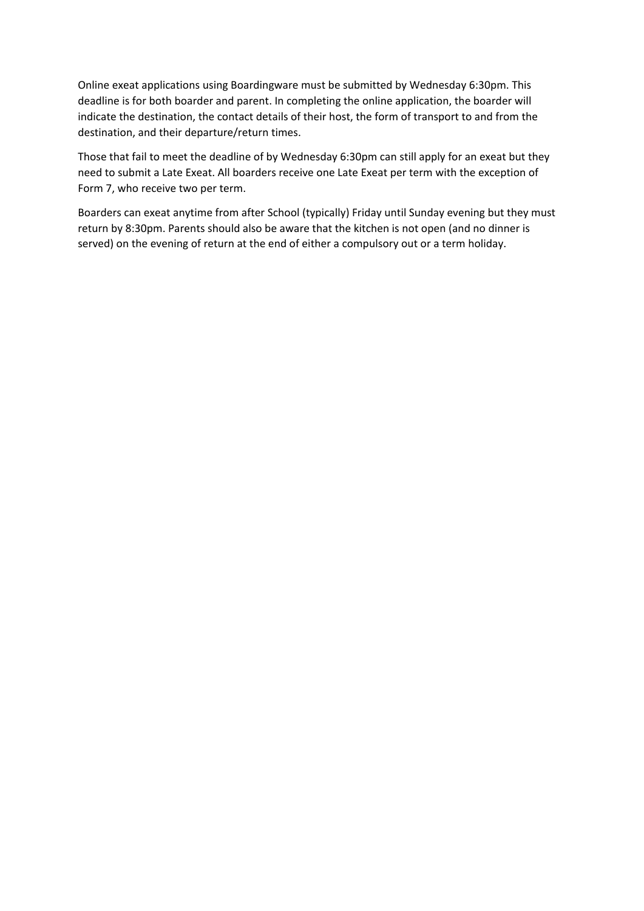Online exeat applications using Boardingware must be submitted by Wednesday 6:30pm. This deadline is for both boarder and parent. In completing the online application, the boarder will indicate the destination, the contact details of their host, the form of transport to and from the destination, and their departure/return times.

Those that fail to meet the deadline of by Wednesday 6:30pm can still apply for an exeat but they need to submit a Late Exeat. All boarders receive one Late Exeat per term with the exception of Form 7, who receive two per term.

Boarders can exeat anytime from after School (typically) Friday until Sunday evening but they must return by 8:30pm. Parents should also be aware that the kitchen is not open (and no dinner is served) on the evening of return at the end of either a compulsory out or a term holiday.